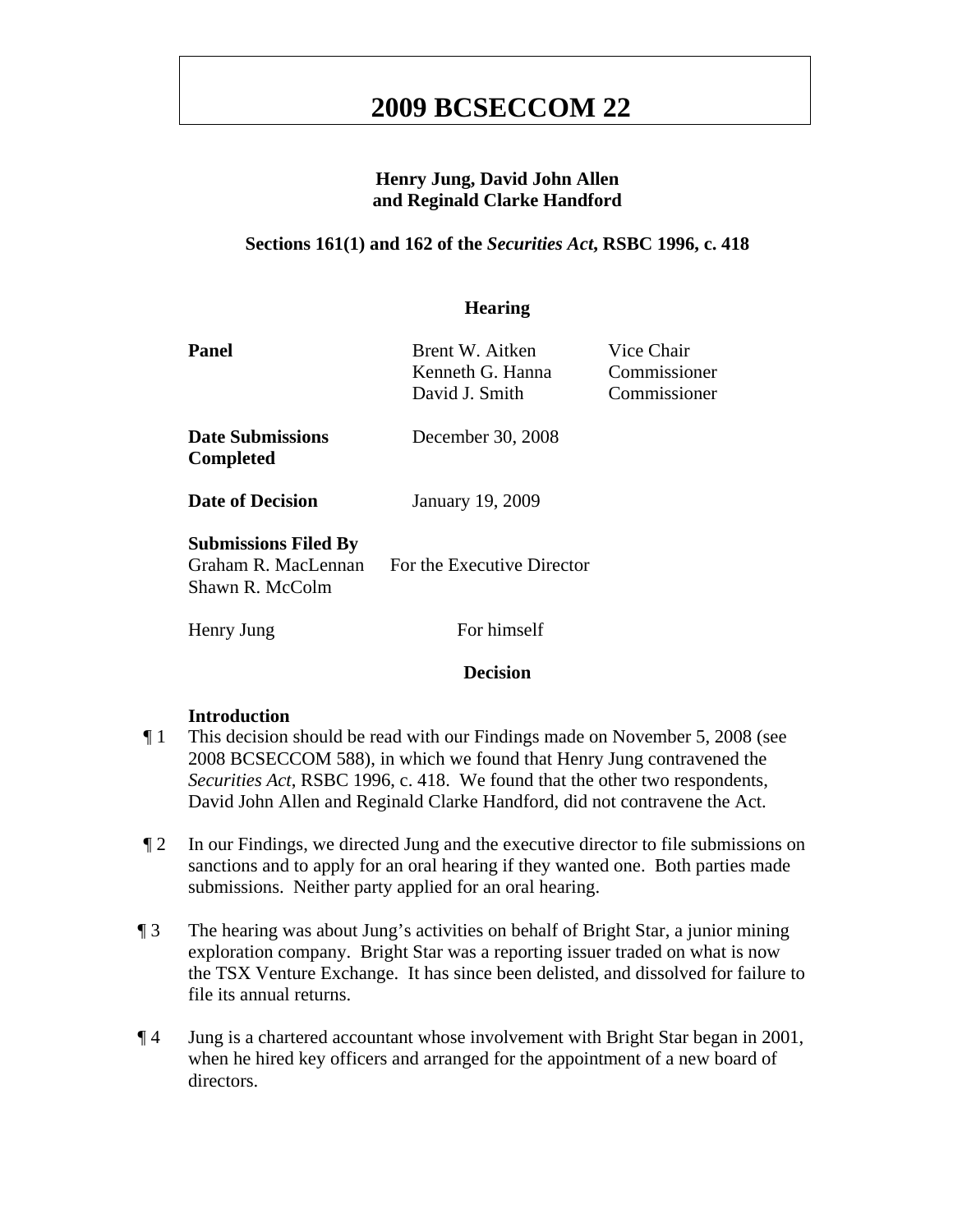# 2009 BCSECCOM 22

**Henry Jung, David John Allen and Reginald Clarke Handford**

**Sections 161(1) and 162 of the *Securities Act*, RSBC 1996, c. 418**

**Hearing**

| | | |
|---|---|---|
| **Panel** | Brent W. Aitken<br>Kenneth G. Hanna<br>David J. Smith | Vice Chair<br>Commissioner<br>Commissioner |
| **Date Submissions Completed** | December 30, 2008 | |
| **Date of Decision** | January 19, 2009 | |

**Submissions Filed By**

| | |
|---|---|
| Graham R. MacLennan<br>Shawn R. McColm | For the Executive Director |
| Henry Jung | For himself |

**Decision**

**Introduction**

¶ 1 This decision should be read with our Findings made on November 5, 2008 (see 2008 BCSECCOM 588), in which we found that Henry Jung contravened the *Securities Act*, RSBC 1996, c. 418. We found that the other two respondents, David John Allen and Reginald Clarke Handford, did not contravene the Act.

¶ 2 In our Findings, we directed Jung and the executive director to file submissions on sanctions and to apply for an oral hearing if they wanted one. Both parties made submissions. Neither party applied for an oral hearing.

¶ 3 The hearing was about Jung's activities on behalf of Bright Star, a junior mining exploration company. Bright Star was a reporting issuer traded on what is now the TSX Venture Exchange. It has since been delisted, and dissolved for failure to file its annual returns.

¶ 4 Jung is a chartered accountant whose involvement with Bright Star began in 2001, when he hired key officers and arranged for the appointment of a new board of directors.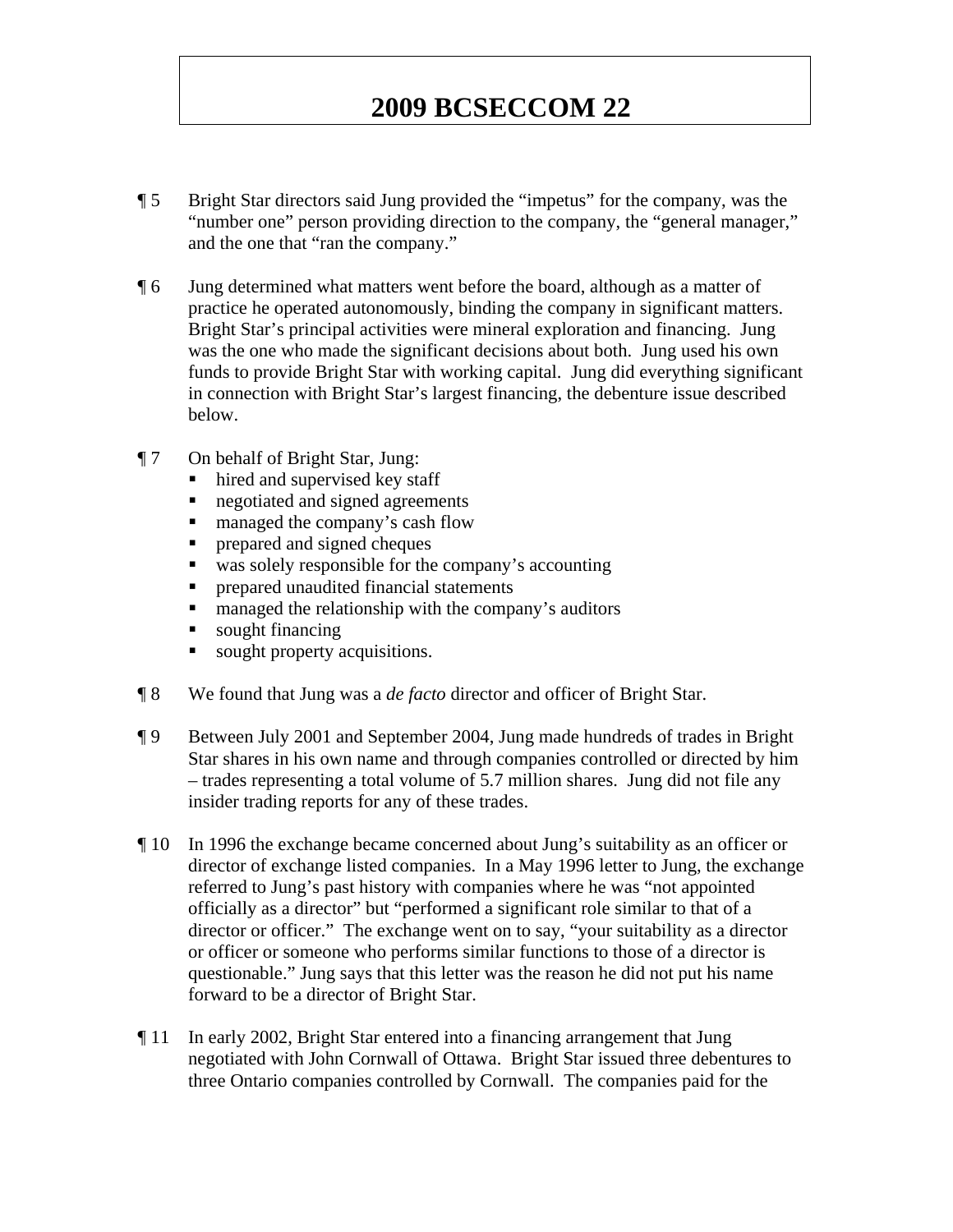¶ 5 Bright Star directors said Jung provided the "impetus" for the company, was the "number one" person providing direction to the company, the "general manager," and the one that "ran the company."

¶ 6 Jung determined what matters went before the board, although as a matter of practice he operated autonomously, binding the company in significant matters. Bright Star's principal activities were mineral exploration and financing. Jung was the one who made the significant decisions about both. Jung used his own funds to provide Bright Star with working capital. Jung did everything significant in connection with Bright Star's largest financing, the debenture issue described below.

¶ 7 On behalf of Bright Star, Jung:

- hired and supervised key staff
- negotiated and signed agreements
- managed the company's cash flow
- prepared and signed cheques
- was solely responsible for the company's accounting
- prepared unaudited financial statements
- managed the relationship with the company's auditors
- sought financing
- sought property acquisitions.

¶ 8 We found that Jung was a *de facto* director and officer of Bright Star.

¶ 9 Between July 2001 and September 2004, Jung made hundreds of trades in Bright Star shares in his own name and through companies controlled or directed by him – trades representing a total volume of 5.7 million shares. Jung did not file any insider trading reports for any of these trades.

¶ 10 In 1996 the exchange became concerned about Jung's suitability as an officer or director of exchange listed companies. In a May 1996 letter to Jung, the exchange referred to Jung's past history with companies where he was "not appointed officially as a director" but "performed a significant role similar to that of a director or officer." The exchange went on to say, "your suitability as a director or officer or someone who performs similar functions to those of a director is questionable." Jung says that this letter was the reason he did not put his name forward to be a director of Bright Star.

¶ 11 In early 2002, Bright Star entered into a financing arrangement that Jung negotiated with John Cornwall of Ottawa. Bright Star issued three debentures to three Ontario companies controlled by Cornwall. The companies paid for the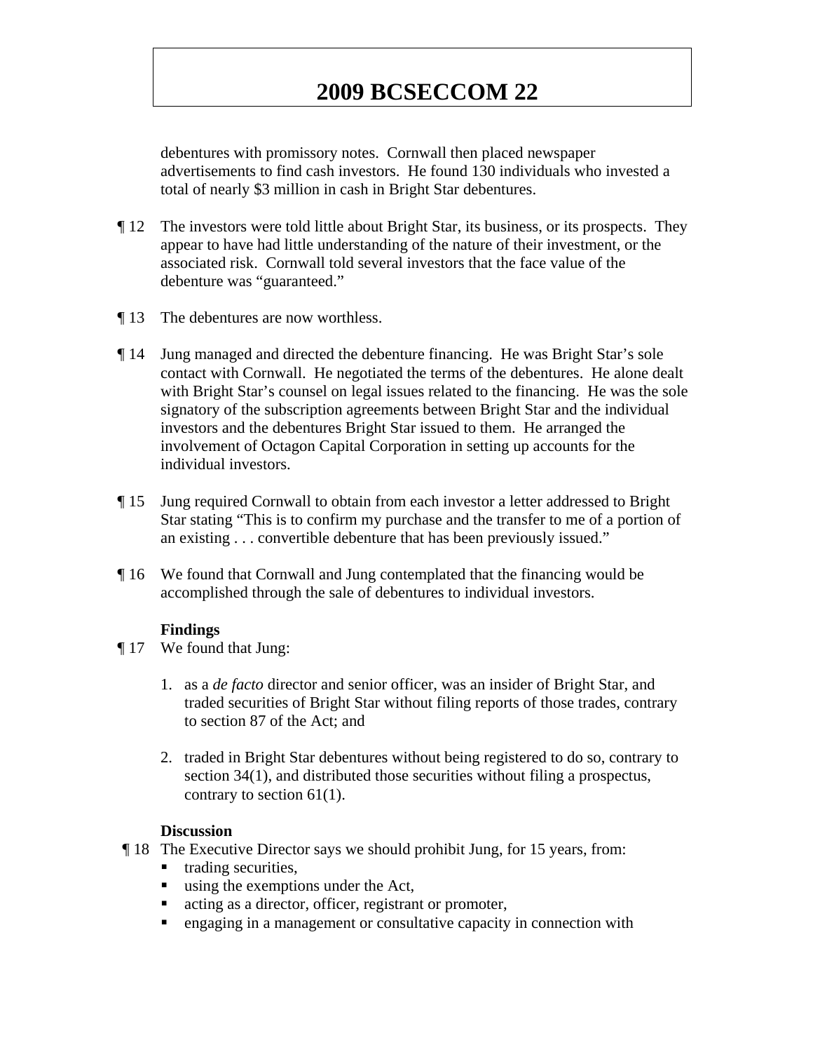debentures with promissory notes. Cornwall then placed newspaper advertisements to find cash investors. He found 130 individuals who invested a total of nearly $3 million in cash in Bright Star debentures.

¶ 12 The investors were told little about Bright Star, its business, or its prospects. They appear to have had little understanding of the nature of their investment, or the associated risk. Cornwall told several investors that the face value of the debenture was "guaranteed."

¶ 13 The debentures are now worthless.

¶ 14 Jung managed and directed the debenture financing. He was Bright Star's sole contact with Cornwall. He negotiated the terms of the debentures. He alone dealt with Bright Star's counsel on legal issues related to the financing. He was the sole signatory of the subscription agreements between Bright Star and the individual investors and the debentures Bright Star issued to them. He arranged the involvement of Octagon Capital Corporation in setting up accounts for the individual investors.

¶ 15 Jung required Cornwall to obtain from each investor a letter addressed to Bright Star stating "This is to confirm my purchase and the transfer to me of a portion of an existing . . . convertible debenture that has been previously issued."

¶ 16 We found that Cornwall and Jung contemplated that the financing would be accomplished through the sale of debentures to individual investors.

**Findings**

¶ 17 We found that Jung:

1. as a *de facto* director and senior officer, was an insider of Bright Star, and traded securities of Bright Star without filing reports of those trades, contrary to section 87 of the Act; and
2. traded in Bright Star debentures without being registered to do so, contrary to section 34(1), and distributed those securities without filing a prospectus, contrary to section 61(1).

**Discussion**

¶ 18 The Executive Director says we should prohibit Jung, for 15 years, from:

- trading securities,
- using the exemptions under the Act,
- acting as a director, officer, registrant or promoter,
- engaging in a management or consultative capacity in connection with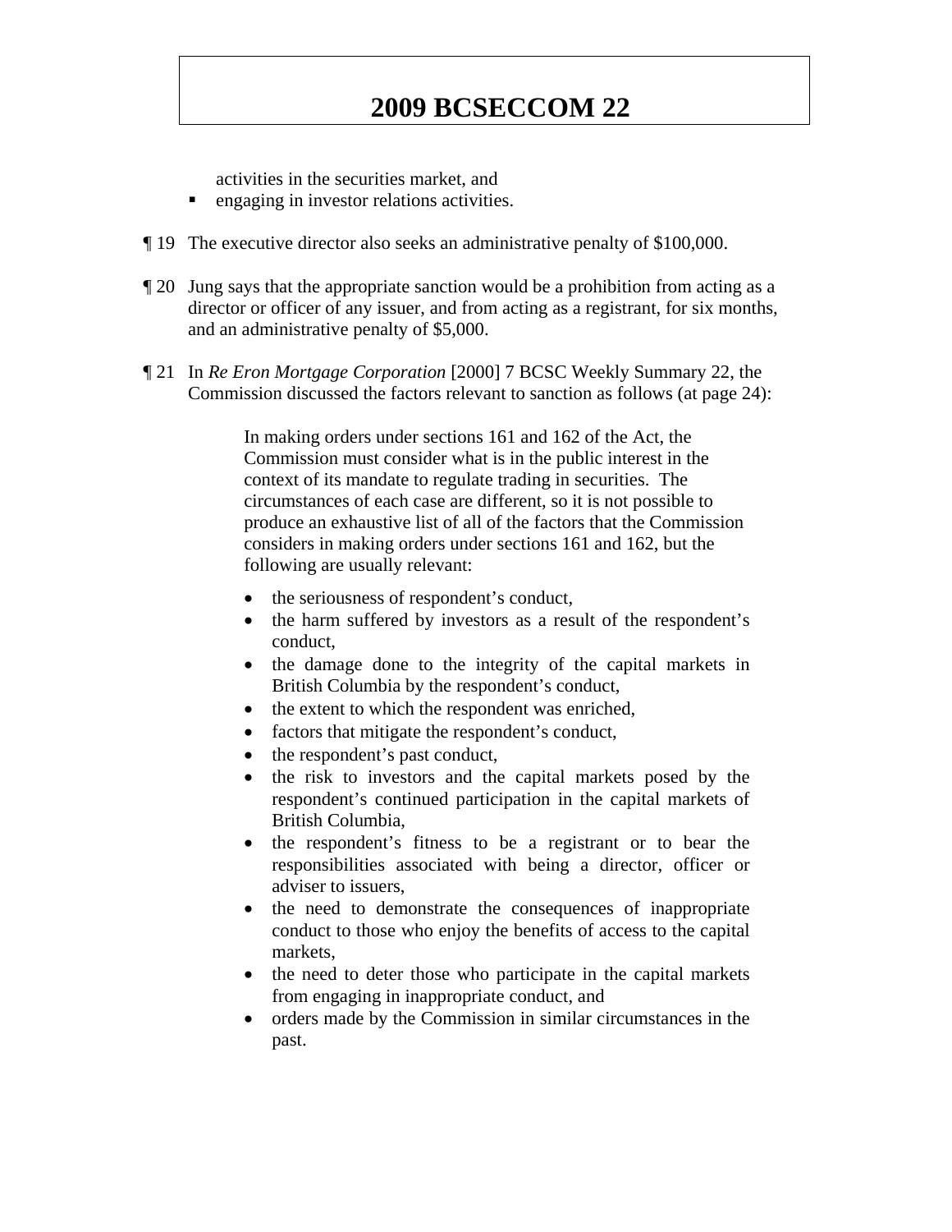activities in the securities market, and

- engaging in investor relations activities.

¶ 19 The executive director also seeks an administrative penalty of $100,000.

¶ 20 Jung says that the appropriate sanction would be a prohibition from acting as a director or officer of any issuer, and from acting as a registrant, for six months, and an administrative penalty of $5,000.

¶ 21 In *Re Eron Mortgage Corporation* [2000] 7 BCSC Weekly Summary 22, the Commission discussed the factors relevant to sanction as follows (at page 24):

> In making orders under sections 161 and 162 of the Act, the Commission must consider what is in the public interest in the context of its mandate to regulate trading in securities. The circumstances of each case are different, so it is not possible to produce an exhaustive list of all of the factors that the Commission considers in making orders under sections 161 and 162, but the following are usually relevant:
>
> - the seriousness of respondent's conduct,
> - the harm suffered by investors as a result of the respondent's conduct,
> - the damage done to the integrity of the capital markets in British Columbia by the respondent's conduct,
> - the extent to which the respondent was enriched,
> - factors that mitigate the respondent's conduct,
> - the respondent's past conduct,
> - the risk to investors and the capital markets posed by the respondent's continued participation in the capital markets of British Columbia,
> - the respondent's fitness to be a registrant or to bear the responsibilities associated with being a director, officer or adviser to issuers,
> - the need to demonstrate the consequences of inappropriate conduct to those who enjoy the benefits of access to the capital markets,
> - the need to deter those who participate in the capital markets from engaging in inappropriate conduct, and
> - orders made by the Commission in similar circumstances in the past.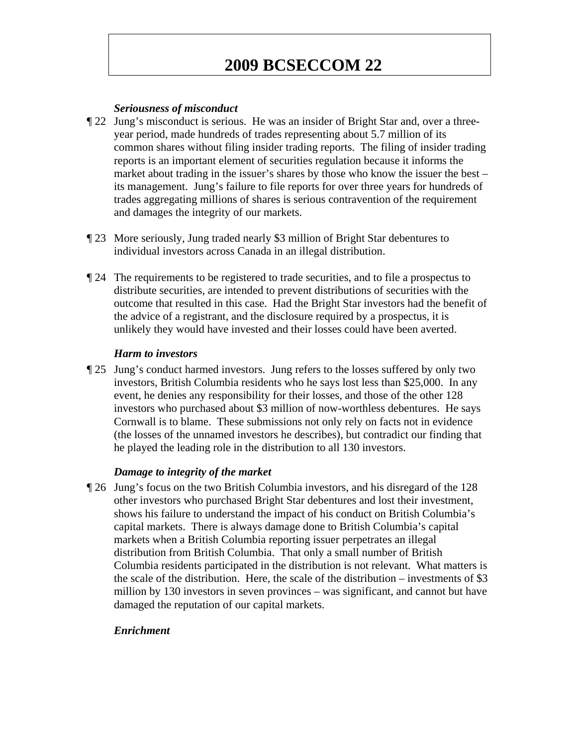*Seriousness of misconduct*

¶ 22 Jung's misconduct is serious. He was an insider of Bright Star and, over a three-year period, made hundreds of trades representing about 5.7 million of its common shares without filing insider trading reports. The filing of insider trading reports is an important element of securities regulation because it informs the market about trading in the issuer's shares by those who know the issuer the best – its management. Jung's failure to file reports for over three years for hundreds of trades aggregating millions of shares is serious contravention of the requirement and damages the integrity of our markets.

¶ 23 More seriously, Jung traded nearly $3 million of Bright Star debentures to individual investors across Canada in an illegal distribution.

¶ 24 The requirements to be registered to trade securities, and to file a prospectus to distribute securities, are intended to prevent distributions of securities with the outcome that resulted in this case. Had the Bright Star investors had the benefit of the advice of a registrant, and the disclosure required by a prospectus, it is unlikely they would have invested and their losses could have been averted.

*Harm to investors*

¶ 25 Jung's conduct harmed investors. Jung refers to the losses suffered by only two investors, British Columbia residents who he says lost less than $25,000. In any event, he denies any responsibility for their losses, and those of the other 128 investors who purchased about $3 million of now-worthless debentures. He says Cornwall is to blame. These submissions not only rely on facts not in evidence (the losses of the unnamed investors he describes), but contradict our finding that he played the leading role in the distribution to all 130 investors.

*Damage to integrity of the market*

¶ 26 Jung's focus on the two British Columbia investors, and his disregard of the 128 other investors who purchased Bright Star debentures and lost their investment, shows his failure to understand the impact of his conduct on British Columbia's capital markets. There is always damage done to British Columbia's capital markets when a British Columbia reporting issuer perpetrates an illegal distribution from British Columbia. That only a small number of British Columbia residents participated in the distribution is not relevant. What matters is the scale of the distribution. Here, the scale of the distribution – investments of $3 million by 130 investors in seven provinces – was significant, and cannot but have damaged the reputation of our capital markets.

*Enrichment*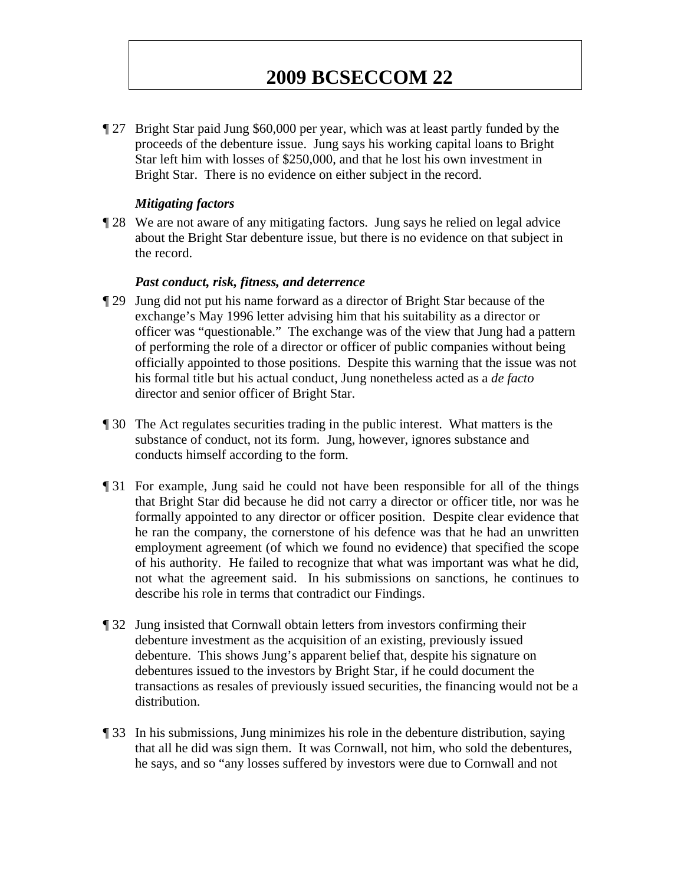¶ 27 Bright Star paid Jung $60,000 per year, which was at least partly funded by the proceeds of the debenture issue. Jung says his working capital loans to Bright Star left him with losses of $250,000, and that he lost his own investment in Bright Star. There is no evidence on either subject in the record.

***Mitigating factors***

¶ 28 We are not aware of any mitigating factors. Jung says he relied on legal advice about the Bright Star debenture issue, but there is no evidence on that subject in the record.

***Past conduct, risk, fitness, and deterrence***

¶ 29 Jung did not put his name forward as a director of Bright Star because of the exchange's May 1996 letter advising him that his suitability as a director or officer was "questionable." The exchange was of the view that Jung had a pattern of performing the role of a director or officer of public companies without being officially appointed to those positions. Despite this warning that the issue was not his formal title but his actual conduct, Jung nonetheless acted as a *de facto* director and senior officer of Bright Star.

¶ 30 The Act regulates securities trading in the public interest. What matters is the substance of conduct, not its form. Jung, however, ignores substance and conducts himself according to the form.

¶ 31 For example, Jung said he could not have been responsible for all of the things that Bright Star did because he did not carry a director or officer title, nor was he formally appointed to any director or officer position. Despite clear evidence that he ran the company, the cornerstone of his defence was that he had an unwritten employment agreement (of which we found no evidence) that specified the scope of his authority. He failed to recognize that what was important was what he did, not what the agreement said. In his submissions on sanctions, he continues to describe his role in terms that contradict our Findings.

¶ 32 Jung insisted that Cornwall obtain letters from investors confirming their debenture investment as the acquisition of an existing, previously issued debenture. This shows Jung's apparent belief that, despite his signature on debentures issued to the investors by Bright Star, if he could document the transactions as resales of previously issued securities, the financing would not be a distribution.

¶ 33 In his submissions, Jung minimizes his role in the debenture distribution, saying that all he did was sign them. It was Cornwall, not him, who sold the debentures, he says, and so "any losses suffered by investors were due to Cornwall and not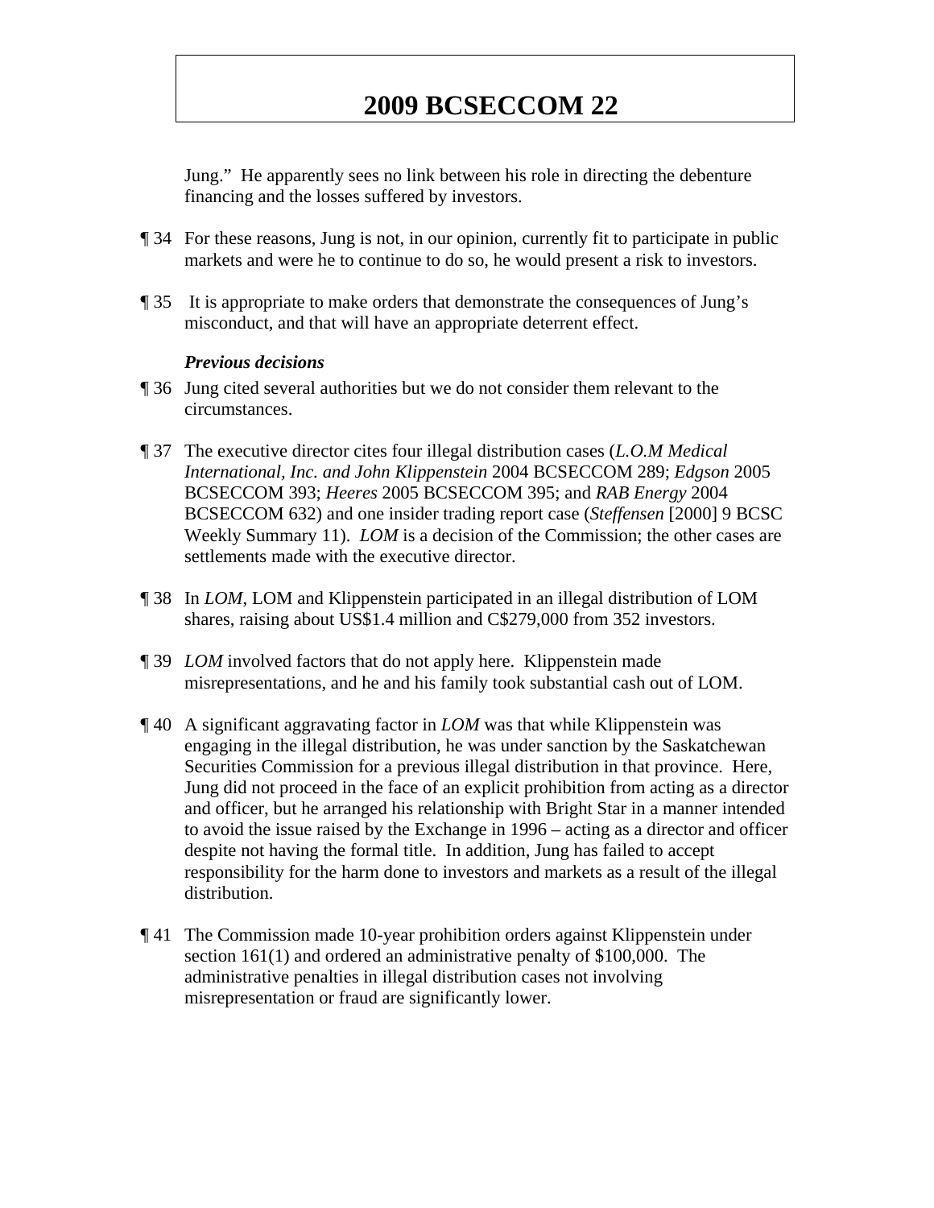Jung." He apparently sees no link between his role in directing the debenture financing and the losses suffered by investors.

¶ 34 For these reasons, Jung is not, in our opinion, currently fit to participate in public markets and were he to continue to do so, he would present a risk to investors.

¶ 35 It is appropriate to make orders that demonstrate the consequences of Jung's misconduct, and that will have an appropriate deterrent effect.

***Previous decisions***

¶ 36 Jung cited several authorities but we do not consider them relevant to the circumstances.

¶ 37 The executive director cites four illegal distribution cases (*L.O.M Medical International, Inc. and John Klippenstein* 2004 BCSECCOM 289; *Edgson* 2005 BCSECCOM 393; *Heeres* 2005 BCSECCOM 395; and *RAB Energy* 2004 BCSECCOM 632) and one insider trading report case (*Steffensen* [2000] 9 BCSC Weekly Summary 11). *LOM* is a decision of the Commission; the other cases are settlements made with the executive director.

¶ 38 In *LOM*, LOM and Klippenstein participated in an illegal distribution of LOM shares, raising about US$1.4 million and C$279,000 from 352 investors.

¶ 39 *LOM* involved factors that do not apply here. Klippenstein made misrepresentations, and he and his family took substantial cash out of LOM.

¶ 40 A significant aggravating factor in *LOM* was that while Klippenstein was engaging in the illegal distribution, he was under sanction by the Saskatchewan Securities Commission for a previous illegal distribution in that province. Here, Jung did not proceed in the face of an explicit prohibition from acting as a director and officer, but he arranged his relationship with Bright Star in a manner intended to avoid the issue raised by the Exchange in 1996 – acting as a director and officer despite not having the formal title. In addition, Jung has failed to accept responsibility for the harm done to investors and markets as a result of the illegal distribution.

¶ 41 The Commission made 10-year prohibition orders against Klippenstein under section 161(1) and ordered an administrative penalty of $100,000. The administrative penalties in illegal distribution cases not involving misrepresentation or fraud are significantly lower.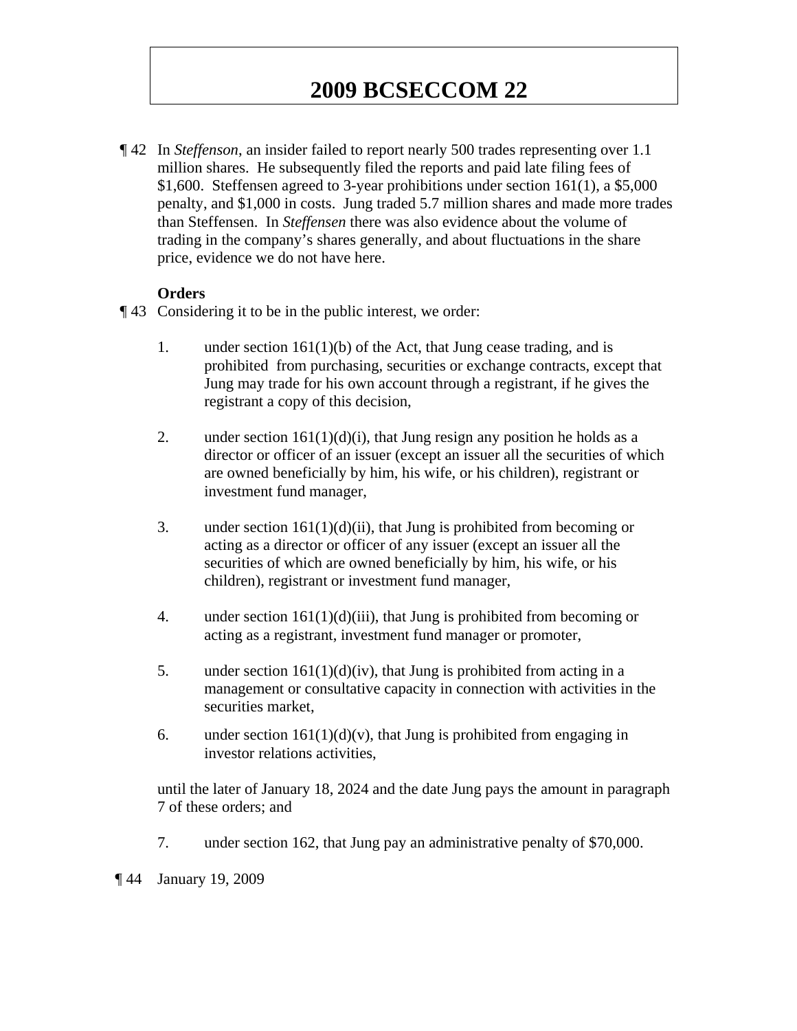¶ 42 In *Steffenson*, an insider failed to report nearly 500 trades representing over 1.1 million shares. He subsequently filed the reports and paid late filing fees of $1,600. Steffensen agreed to 3-year prohibitions under section 161(1), a $5,000 penalty, and $1,000 in costs. Jung traded 5.7 million shares and made more trades than Steffensen. In *Steffensen* there was also evidence about the volume of trading in the company's shares generally, and about fluctuations in the share price, evidence we do not have here.

**Orders**

¶ 43 Considering it to be in the public interest, we order:

1. under section 161(1)(b) of the Act, that Jung cease trading, and is prohibited from purchasing, securities or exchange contracts, except that Jung may trade for his own account through a registrant, if he gives the registrant a copy of this decision,

2. under section 161(1)(d)(i), that Jung resign any position he holds as a director or officer of an issuer (except an issuer all the securities of which are owned beneficially by him, his wife, or his children), registrant or investment fund manager,

3. under section 161(1)(d)(ii), that Jung is prohibited from becoming or acting as a director or officer of any issuer (except an issuer all the securities of which are owned beneficially by him, his wife, or his children), registrant or investment fund manager,

4. under section 161(1)(d)(iii), that Jung is prohibited from becoming or acting as a registrant, investment fund manager or promoter,

5. under section 161(1)(d)(iv), that Jung is prohibited from acting in a management or consultative capacity in connection with activities in the securities market,

6. under section 161(1)(d)(v), that Jung is prohibited from engaging in investor relations activities,

until the later of January 18, 2024 and the date Jung pays the amount in paragraph 7 of these orders; and

7. under section 162, that Jung pay an administrative penalty of $70,000.

¶ 44 January 19, 2009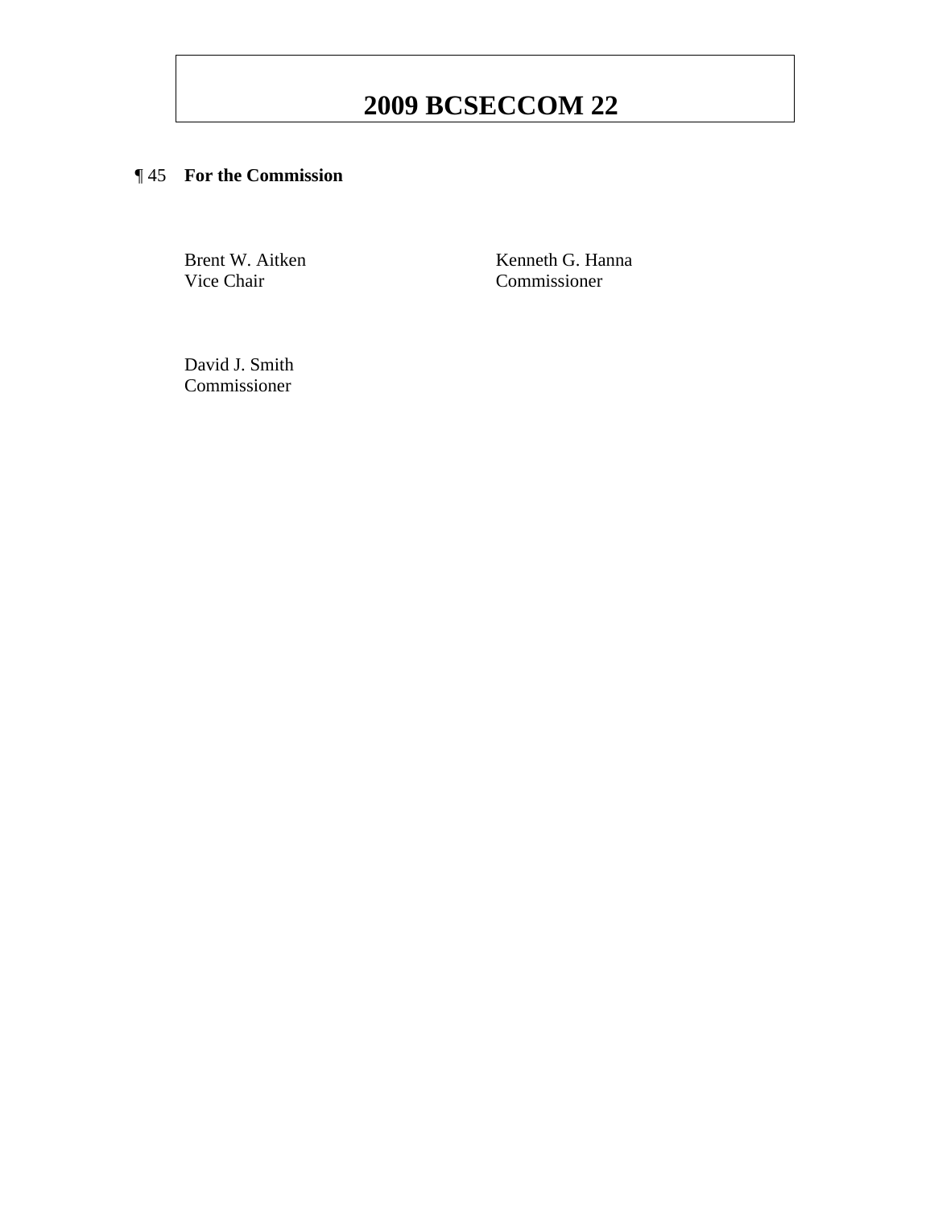¶ 45 **For the Commission**

Brent W. Aitken
Vice Chair

Kenneth G. Hanna
Commissioner

David J. Smith
Commissioner